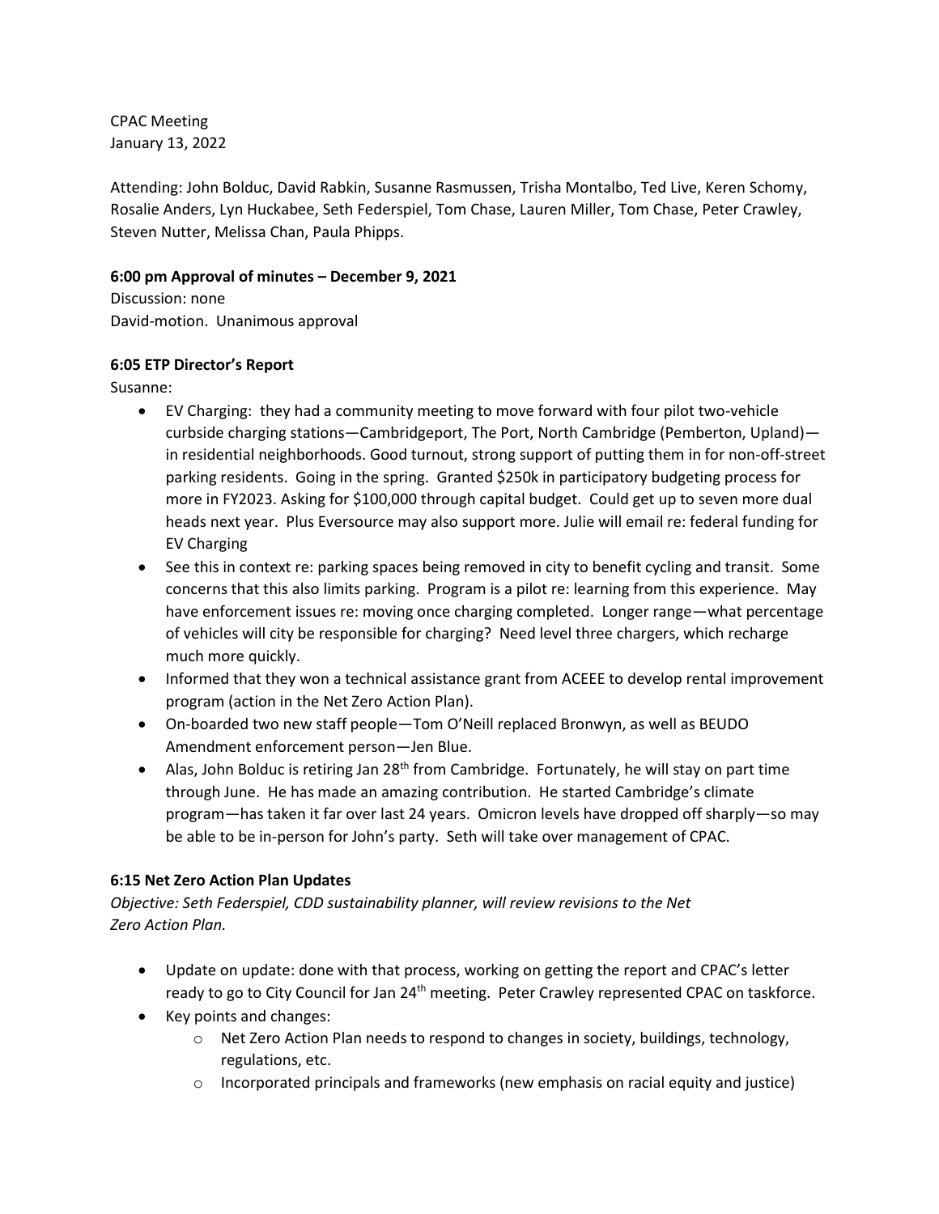CPAC Meeting
January 13, 2022

Attending: John Bolduc, David Rabkin, Susanne Rasmussen, Trisha Montalbo, Ted Live, Keren Schomy, Rosalie Anders, Lyn Huckabee, Seth Federspiel, Tom Chase, Lauren Miller, Tom Chase, Peter Crawley, Steven Nutter, Melissa Chan, Paula Phipps.

**6:00 pm Approval of minutes – December 9, 2021**

Discussion: none
David-motion. Unanimous approval

**6:05 ETP Director's Report**

Susanne:

- EV Charging: they had a community meeting to move forward with four pilot two-vehicle curbside charging stations—Cambridgeport, The Port, North Cambridge (Pemberton, Upland)—in residential neighborhoods. Good turnout, strong support of putting them in for non-off-street parking residents. Going in the spring. Granted $250k in participatory budgeting process for more in FY2023. Asking for $100,000 through capital budget. Could get up to seven more dual heads next year. Plus Eversource may also support more. Julie will email re: federal funding for EV Charging
- See this in context re: parking spaces being removed in city to benefit cycling and transit. Some concerns that this also limits parking. Program is a pilot re: learning from this experience. May have enforcement issues re: moving once charging completed. Longer range—what percentage of vehicles will city be responsible for charging? Need level three chargers, which recharge much more quickly.
- Informed that they won a technical assistance grant from ACEEE to develop rental improvement program (action in the Net Zero Action Plan).
- On-boarded two new staff people—Tom O'Neill replaced Bronwyn, as well as BEUDO Amendment enforcement person—Jen Blue.
- Alas, John Bolduc is retiring Jan 28th from Cambridge. Fortunately, he will stay on part time through June. He has made an amazing contribution. He started Cambridge's climate program—has taken it far over last 24 years. Omicron levels have dropped off sharply—so may be able to be in-person for John's party. Seth will take over management of CPAC.

**6:15 Net Zero Action Plan Updates**

*Objective: Seth Federspiel, CDD sustainability planner, will review revisions to the Net Zero Action Plan.*

- Update on update: done with that process, working on getting the report and CPAC's letter ready to go to City Council for Jan 24th meeting. Peter Crawley represented CPAC on taskforce.
- Key points and changes:
  - Net Zero Action Plan needs to respond to changes in society, buildings, technology, regulations, etc.
  - Incorporated principals and frameworks (new emphasis on racial equity and justice)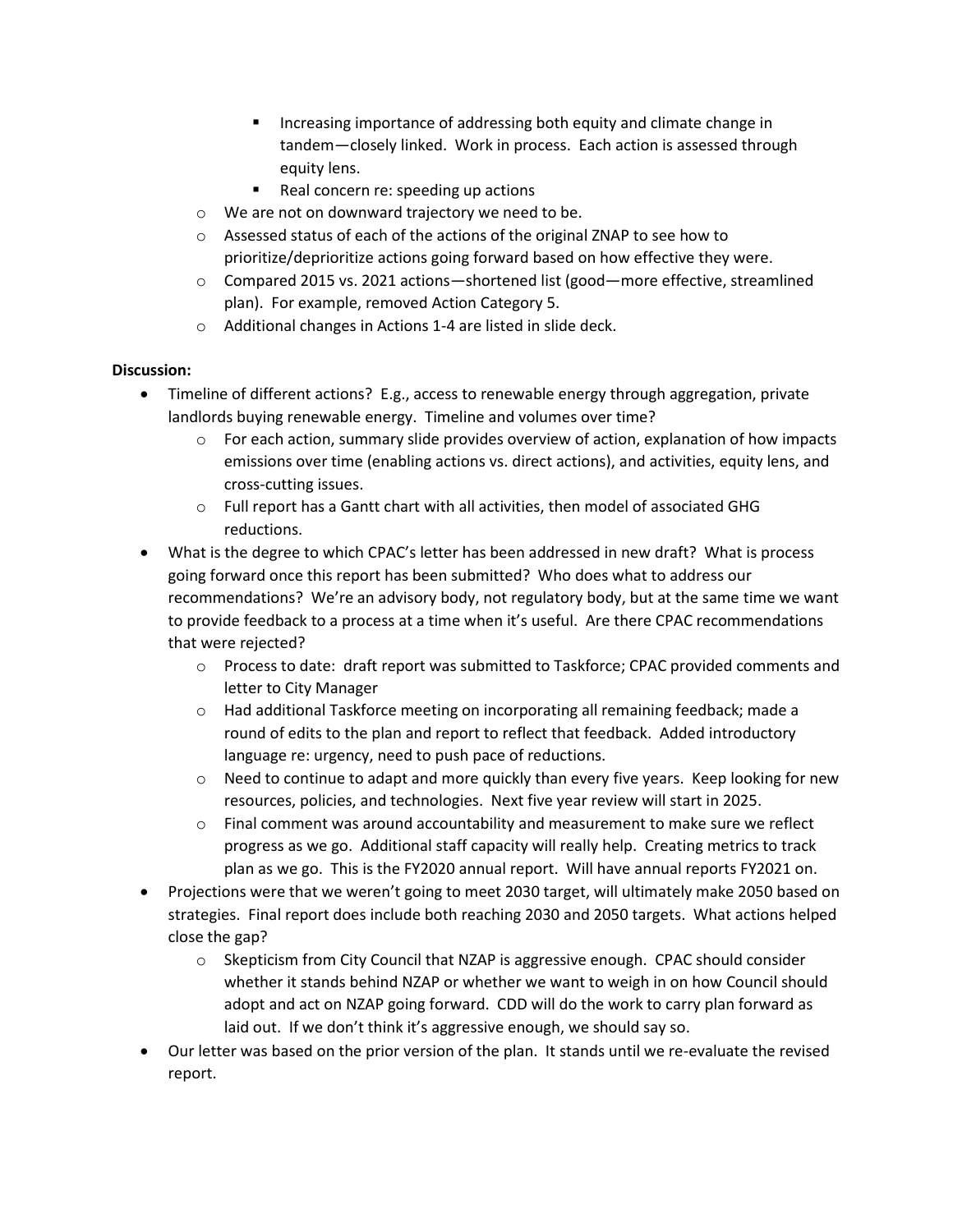- Increasing importance of addressing both equity and climate change in tandem—closely linked. Work in process. Each action is assessed through equity lens.
        - Real concern re: speeding up actions
    - We are not on downward trajectory we need to be.
    - Assessed status of each of the actions of the original ZNAP to see how to prioritize/deprioritize actions going forward based on how effective they were.
    - Compared 2015 vs. 2021 actions—shortened list (good—more effective, streamlined plan). For example, removed Action Category 5.
    - Additional changes in Actions 1-4 are listed in slide deck.

**Discussion:**

- Timeline of different actions? E.g., access to renewable energy through aggregation, private landlords buying renewable energy. Timeline and volumes over time?
    - For each action, summary slide provides overview of action, explanation of how impacts emissions over time (enabling actions vs. direct actions), and activities, equity lens, and cross-cutting issues.
    - Full report has a Gantt chart with all activities, then model of associated GHG reductions.
- What is the degree to which CPAC's letter has been addressed in new draft? What is process going forward once this report has been submitted? Who does what to address our recommendations? We're an advisory body, not regulatory body, but at the same time we want to provide feedback to a process at a time when it's useful. Are there CPAC recommendations that were rejected?
    - Process to date: draft report was submitted to Taskforce; CPAC provided comments and letter to City Manager
    - Had additional Taskforce meeting on incorporating all remaining feedback; made a round of edits to the plan and report to reflect that feedback. Added introductory language re: urgency, need to push pace of reductions.
    - Need to continue to adapt and more quickly than every five years. Keep looking for new resources, policies, and technologies. Next five year review will start in 2025.
    - Final comment was around accountability and measurement to make sure we reflect progress as we go. Additional staff capacity will really help. Creating metrics to track plan as we go. This is the FY2020 annual report. Will have annual reports FY2021 on.
- Projections were that we weren't going to meet 2030 target, will ultimately make 2050 based on strategies. Final report does include both reaching 2030 and 2050 targets. What actions helped close the gap?
    - Skepticism from City Council that NZAP is aggressive enough. CPAC should consider whether it stands behind NZAP or whether we want to weigh in on how Council should adopt and act on NZAP going forward. CDD will do the work to carry plan forward as laid out. If we don't think it's aggressive enough, we should say so.
- Our letter was based on the prior version of the plan. It stands until we re-evaluate the revised report.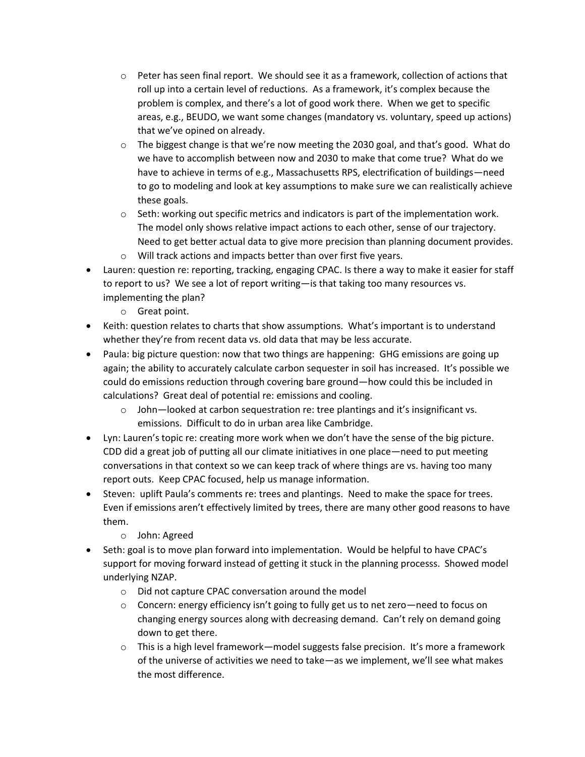- Peter has seen final report. We should see it as a framework, collection of actions that roll up into a certain level of reductions. As a framework, it's complex because the problem is complex, and there's a lot of good work there. When we get to specific areas, e.g., BEUDO, we want some changes (mandatory vs. voluntary, speed up actions) that we've opined on already.
  - The biggest change is that we're now meeting the 2030 goal, and that's good. What do we have to accomplish between now and 2030 to make that come true? What do we have to achieve in terms of e.g., Massachusetts RPS, electrification of buildings—need to go to modeling and look at key assumptions to make sure we can realistically achieve these goals.
  - Seth: working out specific metrics and indicators is part of the implementation work. The model only shows relative impact actions to each other, sense of our trajectory. Need to get better actual data to give more precision than planning document provides.
  - Will track actions and impacts better than over first five years.
- Lauren: question re: reporting, tracking, engaging CPAC. Is there a way to make it easier for staff to report to us? We see a lot of report writing—is that taking too many resources vs. implementing the plan?
  - Great point.
- Keith: question relates to charts that show assumptions. What's important is to understand whether they're from recent data vs. old data that may be less accurate.
- Paula: big picture question: now that two things are happening: GHG emissions are going up again; the ability to accurately calculate carbon sequester in soil has increased. It's possible we could do emissions reduction through covering bare ground—how could this be included in calculations? Great deal of potential re: emissions and cooling.
  - John—looked at carbon sequestration re: tree plantings and it's insignificant vs. emissions. Difficult to do in urban area like Cambridge.
- Lyn: Lauren's topic re: creating more work when we don't have the sense of the big picture. CDD did a great job of putting all our climate initiatives in one place—need to put meeting conversations in that context so we can keep track of where things are vs. having too many report outs. Keep CPAC focused, help us manage information.
- Steven: uplift Paula's comments re: trees and plantings. Need to make the space for trees. Even if emissions aren't effectively limited by trees, there are many other good reasons to have them.
  - John: Agreed
- Seth: goal is to move plan forward into implementation. Would be helpful to have CPAC's support for moving forward instead of getting it stuck in the planning processs. Showed model underlying NZAP.
  - Did not capture CPAC conversation around the model
  - Concern: energy efficiency isn't going to fully get us to net zero—need to focus on changing energy sources along with decreasing demand. Can't rely on demand going down to get there.
  - This is a high level framework—model suggests false precision. It's more a framework of the universe of activities we need to take—as we implement, we'll see what makes the most difference.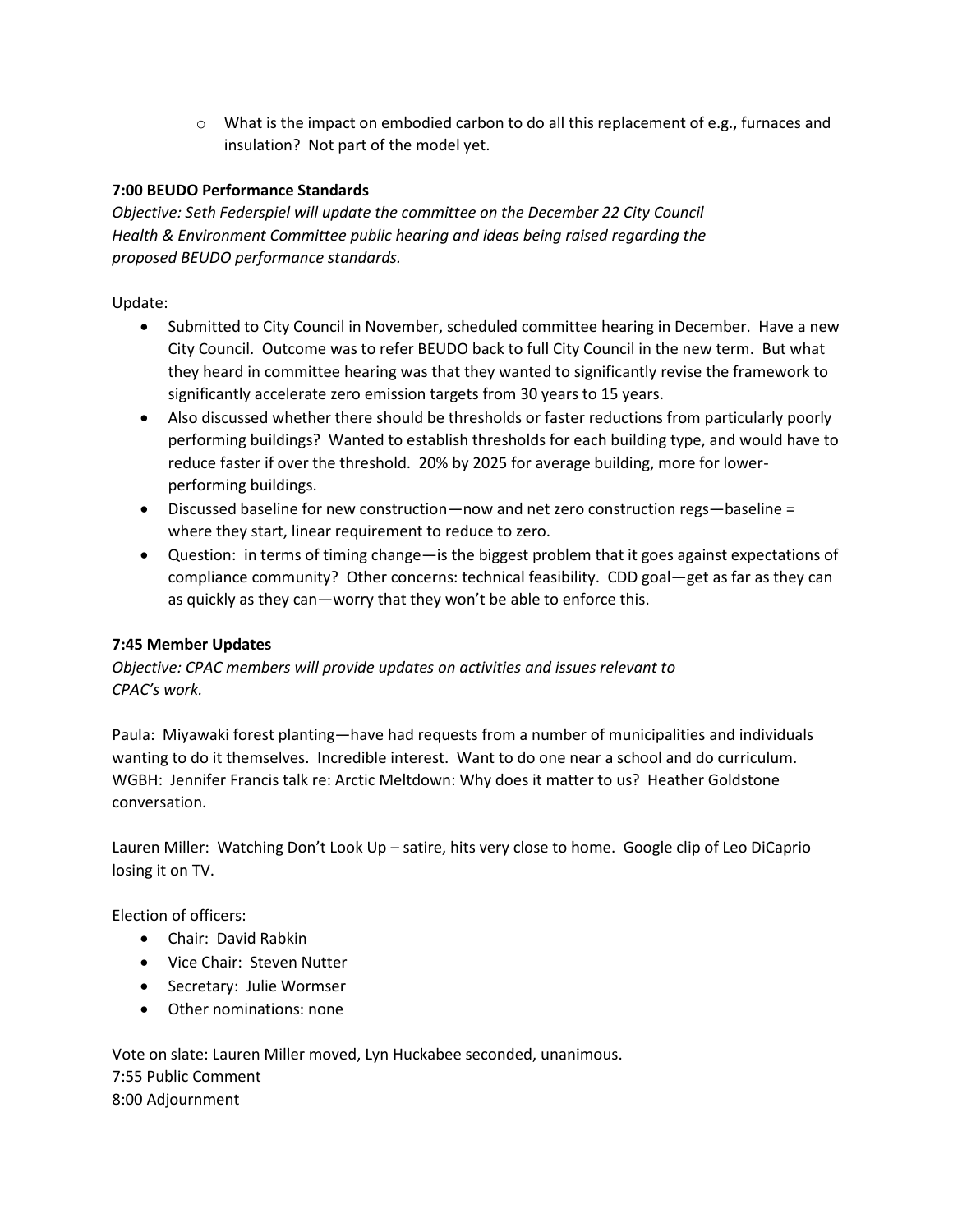- What is the impact on embodied carbon to do all this replacement of e.g., furnaces and insulation? Not part of the model yet.

**7:00 BEUDO Performance Standards**

*Objective: Seth Federspiel will update the committee on the December 22 City Council Health & Environment Committee public hearing and ideas being raised regarding the proposed BEUDO performance standards.*

Update:

- Submitted to City Council in November, scheduled committee hearing in December. Have a new City Council. Outcome was to refer BEUDO back to full City Council in the new term. But what they heard in committee hearing was that they wanted to significantly revise the framework to significantly accelerate zero emission targets from 30 years to 15 years.
- Also discussed whether there should be thresholds or faster reductions from particularly poorly performing buildings? Wanted to establish thresholds for each building type, and would have to reduce faster if over the threshold. 20% by 2025 for average building, more for lower-performing buildings.
- Discussed baseline for new construction—now and net zero construction regs—baseline = where they start, linear requirement to reduce to zero.
- Question: in terms of timing change—is the biggest problem that it goes against expectations of compliance community? Other concerns: technical feasibility. CDD goal—get as far as they can as quickly as they can—worry that they won't be able to enforce this.

**7:45 Member Updates**

*Objective: CPAC members will provide updates on activities and issues relevant to CPAC's work.*

Paula: Miyawaki forest planting—have had requests from a number of municipalities and individuals wanting to do it themselves. Incredible interest. Want to do one near a school and do curriculum. WGBH: Jennifer Francis talk re: Arctic Meltdown: Why does it matter to us? Heather Goldstone conversation.

Lauren Miller: Watching Don't Look Up – satire, hits very close to home. Google clip of Leo DiCaprio losing it on TV.

Election of officers:

- Chair: David Rabkin
- Vice Chair: Steven Nutter
- Secretary: Julie Wormser
- Other nominations: none

Vote on slate: Lauren Miller moved, Lyn Huckabee seconded, unanimous.
7:55 Public Comment
8:00 Adjournment